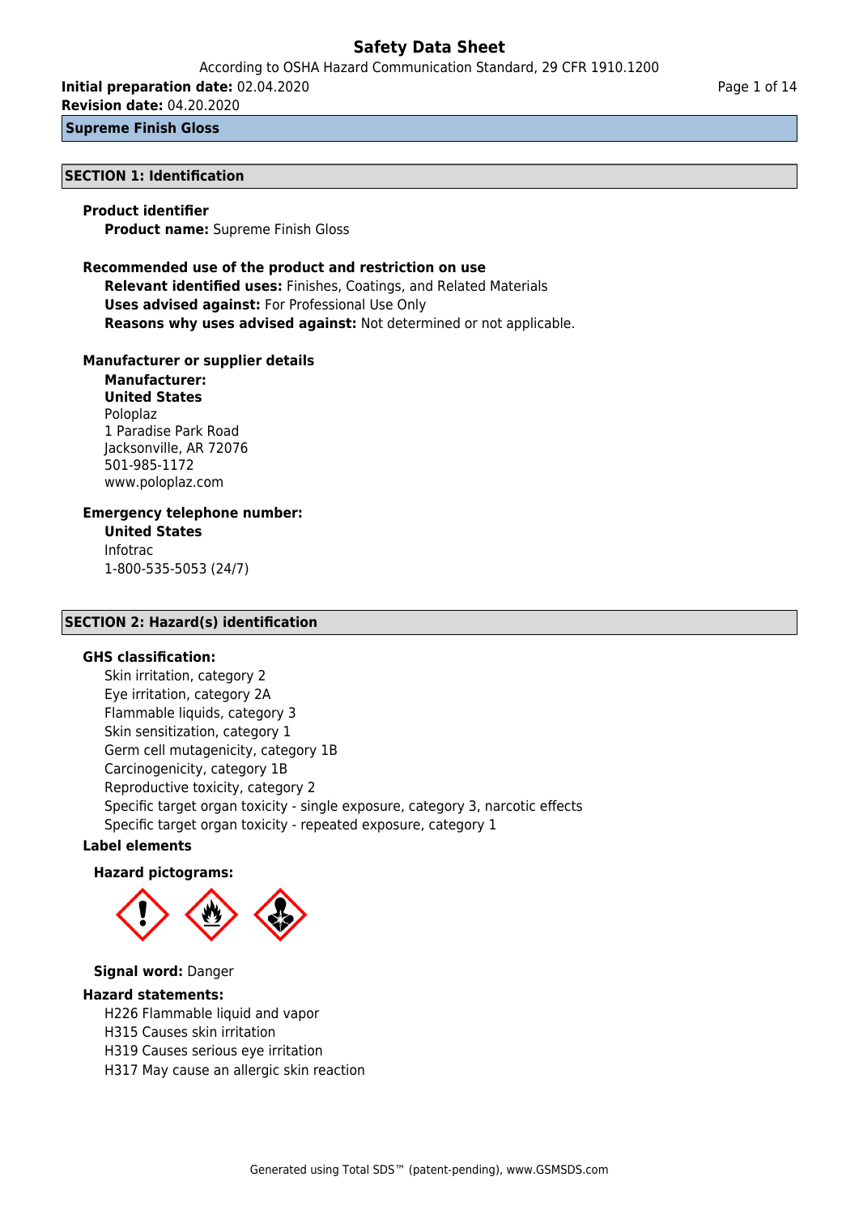# Safety Data Sheet

According to OSHA Hazard Communication Standard, 29 CFR 1910.1200

**Initial preparation date:** 02.04.2020

**Revision date:** 04.20.2020

**Supreme Finish Gloss**

## SECTION 1: Identification

### Product identifier

**Product name:** Supreme Finish Gloss

### Recommended use of the product and restriction on use

**Relevant identified uses:** Finishes, Coatings, and Related Materials

**Uses advised against:** For Professional Use Only

**Reasons why uses advised against:** Not determined or not applicable.

### Manufacturer or supplier details

**Manufacturer:**

**United States**

Poloplaz
1 Paradise Park Road
Jacksonville, AR 72076
501-985-1172
www.poloplaz.com

### Emergency telephone number:

**United States**

Infotrac
1-800-535-5053 (24/7)

## SECTION 2: Hazard(s) identification

### GHS classification:

Skin irritation, category 2
Eye irritation, category 2A
Flammable liquids, category 3
Skin sensitization, category 1
Germ cell mutagenicity, category 1B
Carcinogenicity, category 1B
Reproductive toxicity, category 2
Specific target organ toxicity - single exposure, category 3, narcotic effects
Specific target organ toxicity - repeated exposure, category 1

### Label elements

**Hazard pictograms:**

**Signal word:** Danger

### Hazard statements:

H226 Flammable liquid and vapor
H315 Causes skin irritation
H319 Causes serious eye irritation
H317 May cause an allergic skin reaction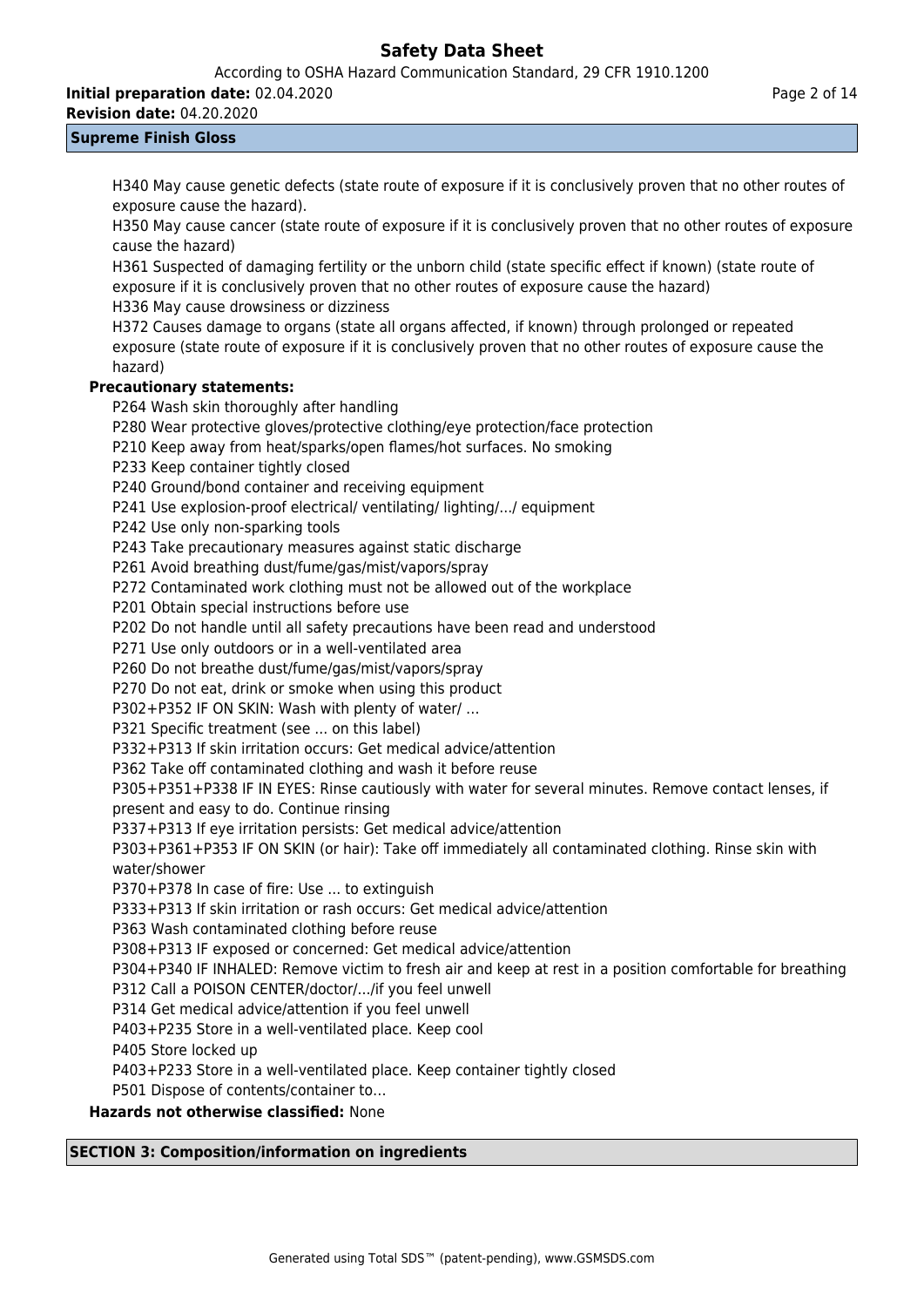H340 May cause genetic defects (state route of exposure if it is conclusively proven that no other routes of exposure cause the hazard).

H350 May cause cancer (state route of exposure if it is conclusively proven that no other routes of exposure cause the hazard)

H361 Suspected of damaging fertility or the unborn child (state specific effect if known) (state route of exposure if it is conclusively proven that no other routes of exposure cause the hazard)

H336 May cause drowsiness or dizziness

H372 Causes damage to organs (state all organs affected, if known) through prolonged or repeated exposure (state route of exposure if it is conclusively proven that no other routes of exposure cause the hazard)

**Precautionary statements:**

P264 Wash skin thoroughly after handling

P280 Wear protective gloves/protective clothing/eye protection/face protection

P210 Keep away from heat/sparks/open flames/hot surfaces. No smoking

P233 Keep container tightly closed

P240 Ground/bond container and receiving equipment

P241 Use explosion-proof electrical/ ventilating/ lighting/.../ equipment

P242 Use only non-sparking tools

P243 Take precautionary measures against static discharge

P261 Avoid breathing dust/fume/gas/mist/vapors/spray

P272 Contaminated work clothing must not be allowed out of the workplace

P201 Obtain special instructions before use

P202 Do not handle until all safety precautions have been read and understood

P271 Use only outdoors or in a well-ventilated area

P260 Do not breathe dust/fume/gas/mist/vapors/spray

P270 Do not eat, drink or smoke when using this product

P302+P352 IF ON SKIN: Wash with plenty of water/ …

P321 Specific treatment (see ... on this label)

P332+P313 If skin irritation occurs: Get medical advice/attention

P362 Take off contaminated clothing and wash it before reuse

P305+P351+P338 IF IN EYES: Rinse cautiously with water for several minutes. Remove contact lenses, if present and easy to do. Continue rinsing

P337+P313 If eye irritation persists: Get medical advice/attention

P303+P361+P353 IF ON SKIN (or hair): Take off immediately all contaminated clothing. Rinse skin with water/shower

P370+P378 In case of fire: Use … to extinguish

P333+P313 If skin irritation or rash occurs: Get medical advice/attention

P363 Wash contaminated clothing before reuse

P308+P313 IF exposed or concerned: Get medical advice/attention

P304+P340 IF INHALED: Remove victim to fresh air and keep at rest in a position comfortable for breathing

P312 Call a POISON CENTER/doctor/.../if you feel unwell

P314 Get medical advice/attention if you feel unwell

P403+P235 Store in a well-ventilated place. Keep cool

P405 Store locked up

P403+P233 Store in a well-ventilated place. Keep container tightly closed

P501 Dispose of contents/container to…

**Hazards not otherwise classified:** None

## SECTION 3: Composition/information on ingredients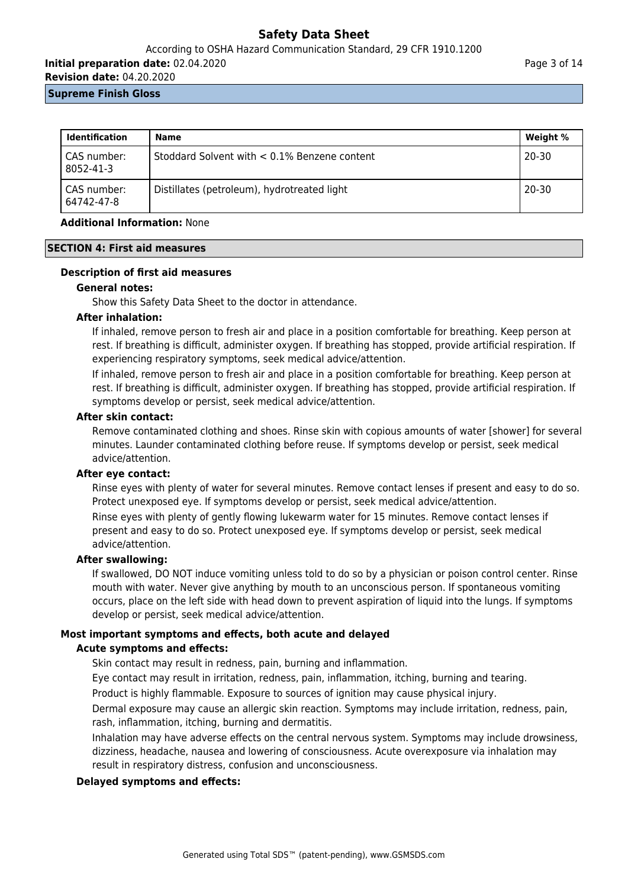| Identification | Name | Weight % |
| --- | --- | --- |
| CAS number: 8052-41-3 | Stoddard Solvent with < 0.1% Benzene content | 20-30 |
| CAS number: 64742-47-8 | Distillates (petroleum), hydrotreated light | 20-30 |

**Additional Information:** None

## SECTION 4: First aid measures

### Description of first aid measures

**General notes:**

Show this Safety Data Sheet to the doctor in attendance.

**After inhalation:**

If inhaled, remove person to fresh air and place in a position comfortable for breathing. Keep person at rest. If breathing is difficult, administer oxygen. If breathing has stopped, provide artificial respiration. If experiencing respiratory symptoms, seek medical advice/attention.

If inhaled, remove person to fresh air and place in a position comfortable for breathing. Keep person at rest. If breathing is difficult, administer oxygen. If breathing has stopped, provide artificial respiration. If symptoms develop or persist, seek medical advice/attention.

**After skin contact:**

Remove contaminated clothing and shoes. Rinse skin with copious amounts of water [shower] for several minutes. Launder contaminated clothing before reuse. If symptoms develop or persist, seek medical advice/attention.

**After eye contact:**

Rinse eyes with plenty of water for several minutes. Remove contact lenses if present and easy to do so. Protect unexposed eye. If symptoms develop or persist, seek medical advice/attention.

Rinse eyes with plenty of gently flowing lukewarm water for 15 minutes. Remove contact lenses if present and easy to do so. Protect unexposed eye. If symptoms develop or persist, seek medical advice/attention.

**After swallowing:**

If swallowed, DO NOT induce vomiting unless told to do so by a physician or poison control center. Rinse mouth with water. Never give anything by mouth to an unconscious person. If spontaneous vomiting occurs, place on the left side with head down to prevent aspiration of liquid into the lungs. If symptoms develop or persist, seek medical advice/attention.

### Most important symptoms and effects, both acute and delayed

**Acute symptoms and effects:**

Skin contact may result in redness, pain, burning and inflammation.

Eye contact may result in irritation, redness, pain, inflammation, itching, burning and tearing.

Product is highly flammable. Exposure to sources of ignition may cause physical injury.

Dermal exposure may cause an allergic skin reaction. Symptoms may include irritation, redness, pain, rash, inflammation, itching, burning and dermatitis.

Inhalation may have adverse effects on the central nervous system. Symptoms may include drowsiness, dizziness, headache, nausea and lowering of consciousness. Acute overexposure via inhalation may result in respiratory distress, confusion and unconsciousness.

**Delayed symptoms and effects:**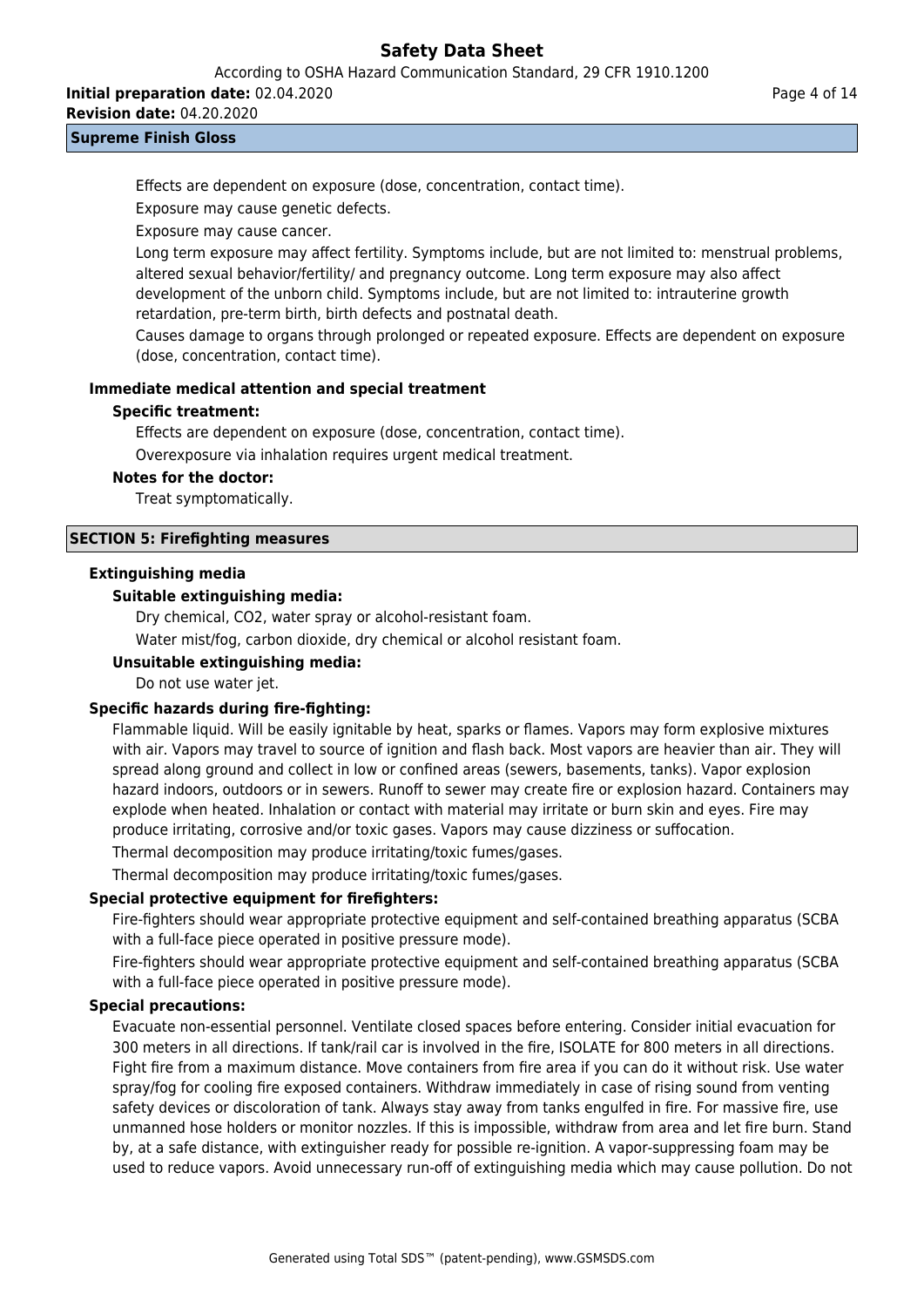Effects are dependent on exposure (dose, concentration, contact time).

Exposure may cause genetic defects.

Exposure may cause cancer.

Long term exposure may affect fertility. Symptoms include, but are not limited to: menstrual problems, altered sexual behavior/fertility/ and pregnancy outcome. Long term exposure may also affect development of the unborn child. Symptoms include, but are not limited to: intrauterine growth retardation, pre-term birth, birth defects and postnatal death.

Causes damage to organs through prolonged or repeated exposure. Effects are dependent on exposure (dose, concentration, contact time).

### Immediate medical attention and special treatment

**Specific treatment:**

Effects are dependent on exposure (dose, concentration, contact time).

Overexposure via inhalation requires urgent medical treatment.

**Notes for the doctor:**

Treat symptomatically.

## SECTION 5: Firefighting measures

### Extinguishing media

**Suitable extinguishing media:**

Dry chemical, CO2, water spray or alcohol-resistant foam.

Water mist/fog, carbon dioxide, dry chemical or alcohol resistant foam.

**Unsuitable extinguishing media:**

Do not use water jet.

### Specific hazards during fire-fighting:

Flammable liquid. Will be easily ignitable by heat, sparks or flames. Vapors may form explosive mixtures with air. Vapors may travel to source of ignition and flash back. Most vapors are heavier than air. They will spread along ground and collect in low or confined areas (sewers, basements, tanks). Vapor explosion hazard indoors, outdoors or in sewers. Runoff to sewer may create fire or explosion hazard. Containers may explode when heated. Inhalation or contact with material may irritate or burn skin and eyes. Fire may produce irritating, corrosive and/or toxic gases. Vapors may cause dizziness or suffocation.

Thermal decomposition may produce irritating/toxic fumes/gases.

Thermal decomposition may produce irritating/toxic fumes/gases.

### Special protective equipment for firefighters:

Fire-fighters should wear appropriate protective equipment and self-contained breathing apparatus (SCBA with a full-face piece operated in positive pressure mode).

Fire-fighters should wear appropriate protective equipment and self-contained breathing apparatus (SCBA with a full-face piece operated in positive pressure mode).

### Special precautions:

Evacuate non-essential personnel. Ventilate closed spaces before entering. Consider initial evacuation for 300 meters in all directions. If tank/rail car is involved in the fire, ISOLATE for 800 meters in all directions. Fight fire from a maximum distance. Move containers from fire area if you can do it without risk. Use water spray/fog for cooling fire exposed containers. Withdraw immediately in case of rising sound from venting safety devices or discoloration of tank. Always stay away from tanks engulfed in fire. For massive fire, use unmanned hose holders or monitor nozzles. If this is impossible, withdraw from area and let fire burn. Stand by, at a safe distance, with extinguisher ready for possible re-ignition. A vapor-suppressing foam may be used to reduce vapors. Avoid unnecessary run-off of extinguishing media which may cause pollution. Do not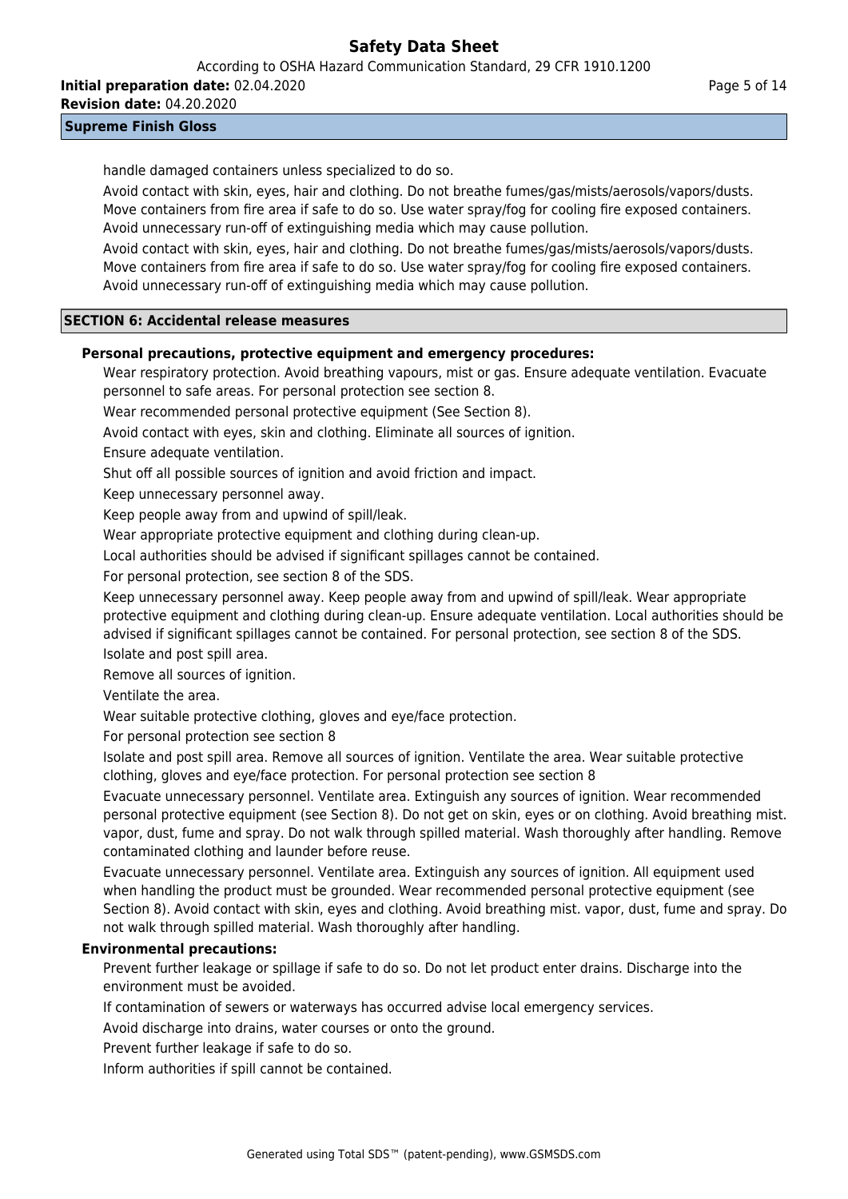handle damaged containers unless specialized to do so.

Avoid contact with skin, eyes, hair and clothing. Do not breathe fumes/gas/mists/aerosols/vapors/dusts. Move containers from fire area if safe to do so. Use water spray/fog for cooling fire exposed containers. Avoid unnecessary run-off of extinguishing media which may cause pollution.

Avoid contact with skin, eyes, hair and clothing. Do not breathe fumes/gas/mists/aerosols/vapors/dusts. Move containers from fire area if safe to do so. Use water spray/fog for cooling fire exposed containers. Avoid unnecessary run-off of extinguishing media which may cause pollution.

## SECTION 6: Accidental release measures

**Personal precautions, protective equipment and emergency procedures:**

Wear respiratory protection. Avoid breathing vapours, mist or gas. Ensure adequate ventilation. Evacuate personnel to safe areas. For personal protection see section 8.

Wear recommended personal protective equipment (See Section 8).

Avoid contact with eyes, skin and clothing. Eliminate all sources of ignition.

Ensure adequate ventilation.

Shut off all possible sources of ignition and avoid friction and impact.

Keep unnecessary personnel away.

Keep people away from and upwind of spill/leak.

Wear appropriate protective equipment and clothing during clean-up.

Local authorities should be advised if significant spillages cannot be contained.

For personal protection, see section 8 of the SDS.

Keep unnecessary personnel away. Keep people away from and upwind of spill/leak. Wear appropriate protective equipment and clothing during clean-up. Ensure adequate ventilation. Local authorities should be advised if significant spillages cannot be contained. For personal protection, see section 8 of the SDS.

Isolate and post spill area.

Remove all sources of ignition.

Ventilate the area.

Wear suitable protective clothing, gloves and eye/face protection.

For personal protection see section 8

Isolate and post spill area. Remove all sources of ignition. Ventilate the area. Wear suitable protective clothing, gloves and eye/face protection. For personal protection see section 8

Evacuate unnecessary personnel. Ventilate area. Extinguish any sources of ignition. Wear recommended personal protective equipment (see Section 8). Do not get on skin, eyes or on clothing. Avoid breathing mist. vapor, dust, fume and spray. Do not walk through spilled material. Wash thoroughly after handling. Remove contaminated clothing and launder before reuse.

Evacuate unnecessary personnel. Ventilate area. Extinguish any sources of ignition. All equipment used when handling the product must be grounded. Wear recommended personal protective equipment (see Section 8). Avoid contact with skin, eyes and clothing. Avoid breathing mist. vapor, dust, fume and spray. Do not walk through spilled material. Wash thoroughly after handling.

**Environmental precautions:**

Prevent further leakage or spillage if safe to do so. Do not let product enter drains. Discharge into the environment must be avoided.

If contamination of sewers or waterways has occurred advise local emergency services.

Avoid discharge into drains, water courses or onto the ground.

Prevent further leakage if safe to do so.

Inform authorities if spill cannot be contained.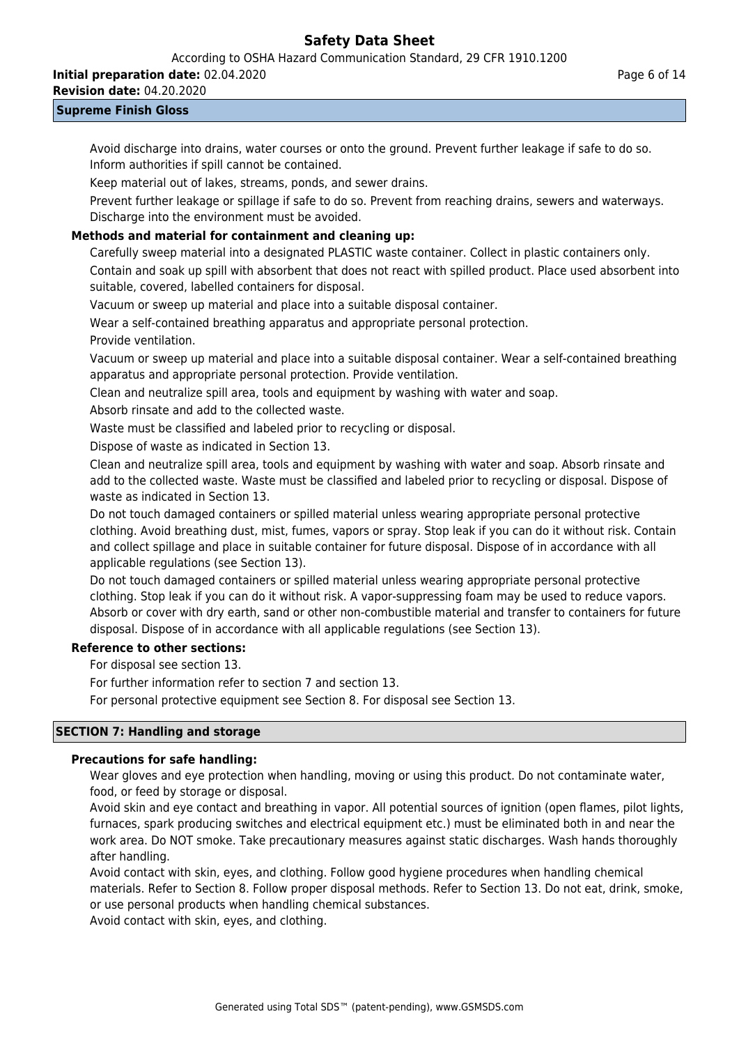Avoid discharge into drains, water courses or onto the ground. Prevent further leakage if safe to do so. Inform authorities if spill cannot be contained.

Keep material out of lakes, streams, ponds, and sewer drains.

Prevent further leakage or spillage if safe to do so. Prevent from reaching drains, sewers and waterways. Discharge into the environment must be avoided.

**Methods and material for containment and cleaning up:**

Carefully sweep material into a designated PLASTIC waste container. Collect in plastic containers only.

Contain and soak up spill with absorbent that does not react with spilled product. Place used absorbent into suitable, covered, labelled containers for disposal.

Vacuum or sweep up material and place into a suitable disposal container.

Wear a self-contained breathing apparatus and appropriate personal protection.

Provide ventilation.

Vacuum or sweep up material and place into a suitable disposal container. Wear a self-contained breathing apparatus and appropriate personal protection. Provide ventilation.

Clean and neutralize spill area, tools and equipment by washing with water and soap.

Absorb rinsate and add to the collected waste.

Waste must be classified and labeled prior to recycling or disposal.

Dispose of waste as indicated in Section 13.

Clean and neutralize spill area, tools and equipment by washing with water and soap. Absorb rinsate and add to the collected waste. Waste must be classified and labeled prior to recycling or disposal. Dispose of waste as indicated in Section 13.

Do not touch damaged containers or spilled material unless wearing appropriate personal protective clothing. Avoid breathing dust, mist, fumes, vapors or spray. Stop leak if you can do it without risk. Contain and collect spillage and place in suitable container for future disposal. Dispose of in accordance with all applicable regulations (see Section 13).

Do not touch damaged containers or spilled material unless wearing appropriate personal protective clothing. Stop leak if you can do it without risk. A vapor-suppressing foam may be used to reduce vapors. Absorb or cover with dry earth, sand or other non-combustible material and transfer to containers for future disposal. Dispose of in accordance with all applicable regulations (see Section 13).

**Reference to other sections:**

For disposal see section 13.

For further information refer to section 7 and section 13.

For personal protective equipment see Section 8. For disposal see Section 13.

## SECTION 7: Handling and storage

**Precautions for safe handling:**

Wear gloves and eye protection when handling, moving or using this product. Do not contaminate water, food, or feed by storage or disposal.

Avoid skin and eye contact and breathing in vapor. All potential sources of ignition (open flames, pilot lights, furnaces, spark producing switches and electrical equipment etc.) must be eliminated both in and near the work area. Do NOT smoke. Take precautionary measures against static discharges. Wash hands thoroughly after handling.

Avoid contact with skin, eyes, and clothing. Follow good hygiene procedures when handling chemical materials. Refer to Section 8. Follow proper disposal methods. Refer to Section 13. Do not eat, drink, smoke, or use personal products when handling chemical substances.

Avoid contact with skin, eyes, and clothing.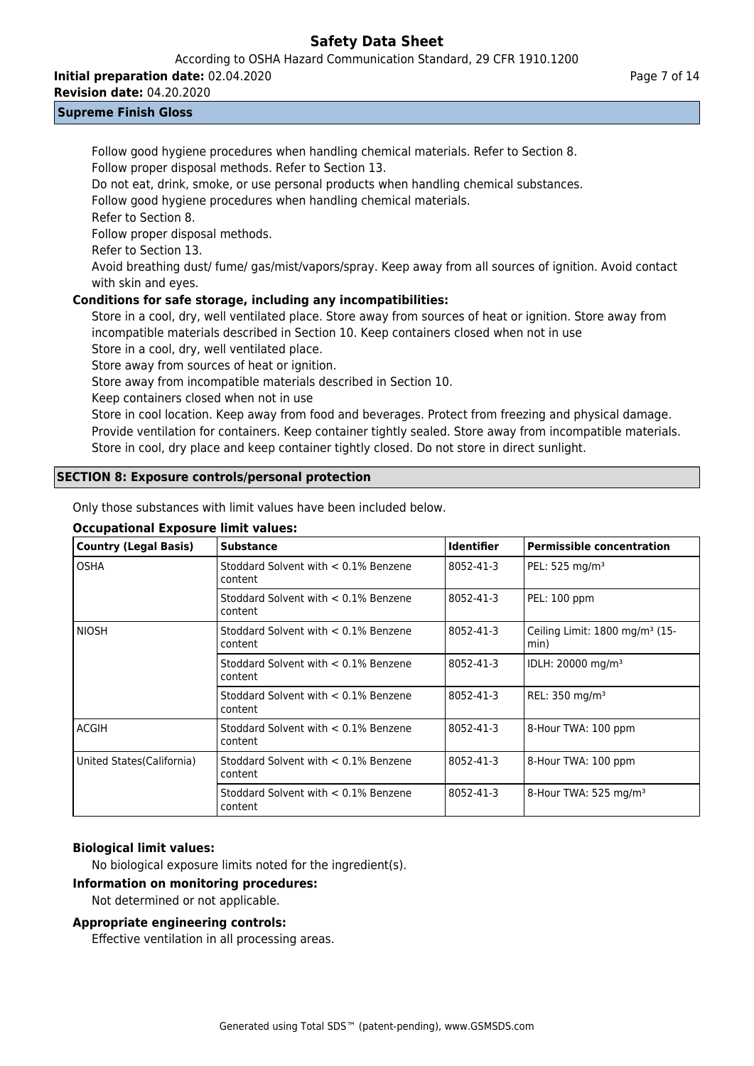Follow good hygiene procedures when handling chemical materials. Refer to Section 8.
Follow proper disposal methods. Refer to Section 13.
Do not eat, drink, smoke, or use personal products when handling chemical substances.
Follow good hygiene procedures when handling chemical materials.
Refer to Section 8.
Follow proper disposal methods.
Refer to Section 13.
Avoid breathing dust/ fume/ gas/mist/vapors/spray. Keep away from all sources of ignition. Avoid contact with skin and eyes.

**Conditions for safe storage, including any incompatibilities:**

Store in a cool, dry, well ventilated place. Store away from sources of heat or ignition. Store away from incompatible materials described in Section 10. Keep containers closed when not in use
Store in a cool, dry, well ventilated place.
Store away from sources of heat or ignition.
Store away from incompatible materials described in Section 10.
Keep containers closed when not in use
Store in cool location. Keep away from food and beverages. Protect from freezing and physical damage. Provide ventilation for containers. Keep container tightly sealed. Store away from incompatible materials. Store in cool, dry place and keep container tightly closed. Do not store in direct sunlight.

## SECTION 8: Exposure controls/personal protection

Only those substances with limit values have been included below.

**Occupational Exposure limit values:**

| Country (Legal Basis) | Substance | Identifier | Permissible concentration |
|---|---|---|---|
| OSHA | Stoddard Solvent with < 0.1% Benzene content | 8052-41-3 | PEL: 525 mg/m³ |
| | Stoddard Solvent with < 0.1% Benzene content | 8052-41-3 | PEL: 100 ppm |
| NIOSH | Stoddard Solvent with < 0.1% Benzene content | 8052-41-3 | Ceiling Limit: 1800 mg/m³ (15-min) |
| | Stoddard Solvent with < 0.1% Benzene content | 8052-41-3 | IDLH: 20000 mg/m³ |
| | Stoddard Solvent with < 0.1% Benzene content | 8052-41-3 | REL: 350 mg/m³ |
| ACGIH | Stoddard Solvent with < 0.1% Benzene content | 8052-41-3 | 8-Hour TWA: 100 ppm |
| United States(California) | Stoddard Solvent with < 0.1% Benzene content | 8052-41-3 | 8-Hour TWA: 100 ppm |
| | Stoddard Solvent with < 0.1% Benzene content | 8052-41-3 | 8-Hour TWA: 525 mg/m³ |

**Biological limit values:**

No biological exposure limits noted for the ingredient(s).

**Information on monitoring procedures:**

Not determined or not applicable.

**Appropriate engineering controls:**

Effective ventilation in all processing areas.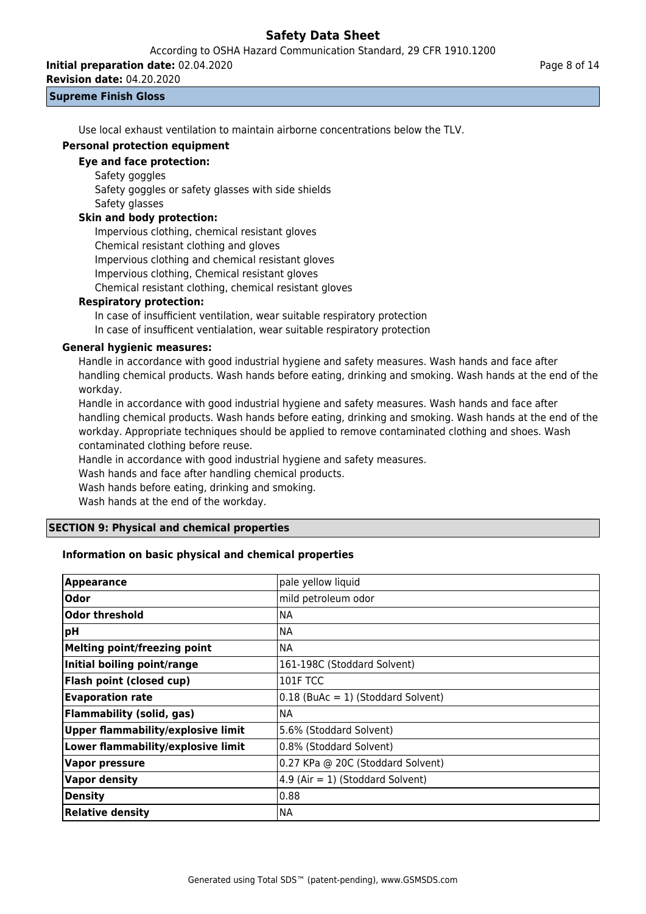Use local exhaust ventilation to maintain airborne concentrations below the TLV.

**Personal protection equipment**

**Eye and face protection:**

Safety goggles
Safety goggles or safety glasses with side shields
Safety glasses

**Skin and body protection:**

Impervious clothing, chemical resistant gloves
Chemical resistant clothing and gloves
Impervious clothing and chemical resistant gloves
Impervious clothing, Chemical resistant gloves
Chemical resistant clothing, chemical resistant gloves

**Respiratory protection:**

In case of insufficient ventilation, wear suitable respiratory protection
In case of insufficent ventialation, wear suitable respiratory protection

**General hygienic measures:**

Handle in accordance with good industrial hygiene and safety measures. Wash hands and face after handling chemical products. Wash hands before eating, drinking and smoking. Wash hands at the end of the workday.

Handle in accordance with good industrial hygiene and safety measures. Wash hands and face after handling chemical products. Wash hands before eating, drinking and smoking. Wash hands at the end of the workday. Appropriate techniques should be applied to remove contaminated clothing and shoes. Wash contaminated clothing before reuse.

Handle in accordance with good industrial hygiene and safety measures.
Wash hands and face after handling chemical products.
Wash hands before eating, drinking and smoking.
Wash hands at the end of the workday.

## SECTION 9: Physical and chemical properties

**Information on basic physical and chemical properties**

| | |
|---|---|
| **Appearance** | pale yellow liquid |
| **Odor** | mild petroleum odor |
| **Odor threshold** | NA |
| **pH** | NA |
| **Melting point/freezing point** | NA |
| **Initial boiling point/range** | 161-198C (Stoddard Solvent) |
| **Flash point (closed cup)** | 101F TCC |
| **Evaporation rate** | 0.18 (BuAc = 1) (Stoddard Solvent) |
| **Flammability (solid, gas)** | NA |
| **Upper flammability/explosive limit** | 5.6% (Stoddard Solvent) |
| **Lower flammability/explosive limit** | 0.8% (Stoddard Solvent) |
| **Vapor pressure** | 0.27 KPa @ 20C (Stoddard Solvent) |
| **Vapor density** | 4.9 (Air = 1) (Stoddard Solvent) |
| **Density** | 0.88 |
| **Relative density** | NA |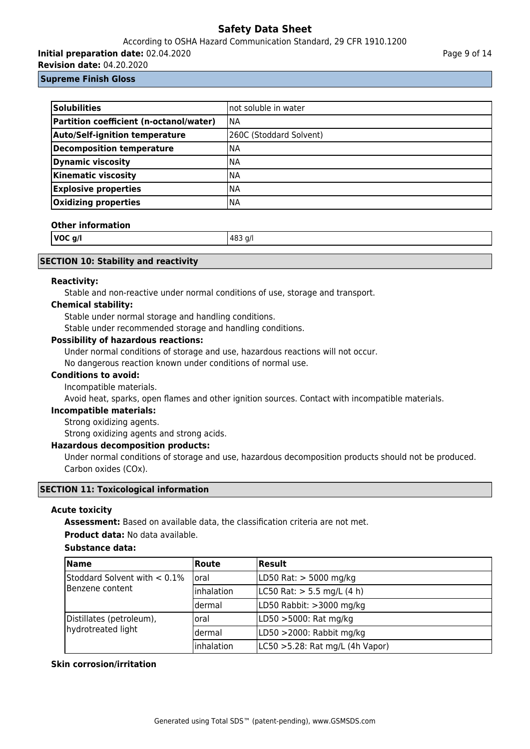**Supreme Finish Gloss**

| Solubilities | not soluble in water |
|---|---|
| Partition coefficient (n-octanol/water) | NA |
| Auto/Self-ignition temperature | 260C (Stoddard Solvent) |
| Decomposition temperature | NA |
| Dynamic viscosity | NA |
| Kinematic viscosity | NA |
| Explosive properties | NA |
| Oxidizing properties | NA |

**Other information**

| VOC g/l | 483 g/l |
|---|---|

## SECTION 10: Stability and reactivity

**Reactivity:**

Stable and non-reactive under normal conditions of use, storage and transport.

**Chemical stability:**

Stable under normal storage and handling conditions.

Stable under recommended storage and handling conditions.

**Possibility of hazardous reactions:**

Under normal conditions of storage and use, hazardous reactions will not occur.

No dangerous reaction known under conditions of normal use.

**Conditions to avoid:**

Incompatible materials.

Avoid heat, sparks, open flames and other ignition sources. Contact with incompatible materials.

**Incompatible materials:**

Strong oxidizing agents.

Strong oxidizing agents and strong acids.

**Hazardous decomposition products:**

Under normal conditions of storage and use, hazardous decomposition products should not be produced.

Carbon oxides (COx).

## SECTION 11: Toxicological information

**Acute toxicity**

**Assessment:** Based on available data, the classification criteria are not met.

**Product data:** No data available.

**Substance data:**

| Name | Route | Result |
|---|---|---|
| Stoddard Solvent with < 0.1% Benzene content | oral | LD50 Rat: > 5000 mg/kg |
| | inhalation | LC50 Rat: > 5.5 mg/L (4 h) |
| | dermal | LD50 Rabbit: >3000 mg/kg |
| Distillates (petroleum), hydrotreated light | oral | LD50 >5000: Rat mg/kg |
| | dermal | LD50 >2000: Rabbit mg/kg |
| | inhalation | LC50 >5.28: Rat mg/L (4h Vapor) |

**Skin corrosion/irritation**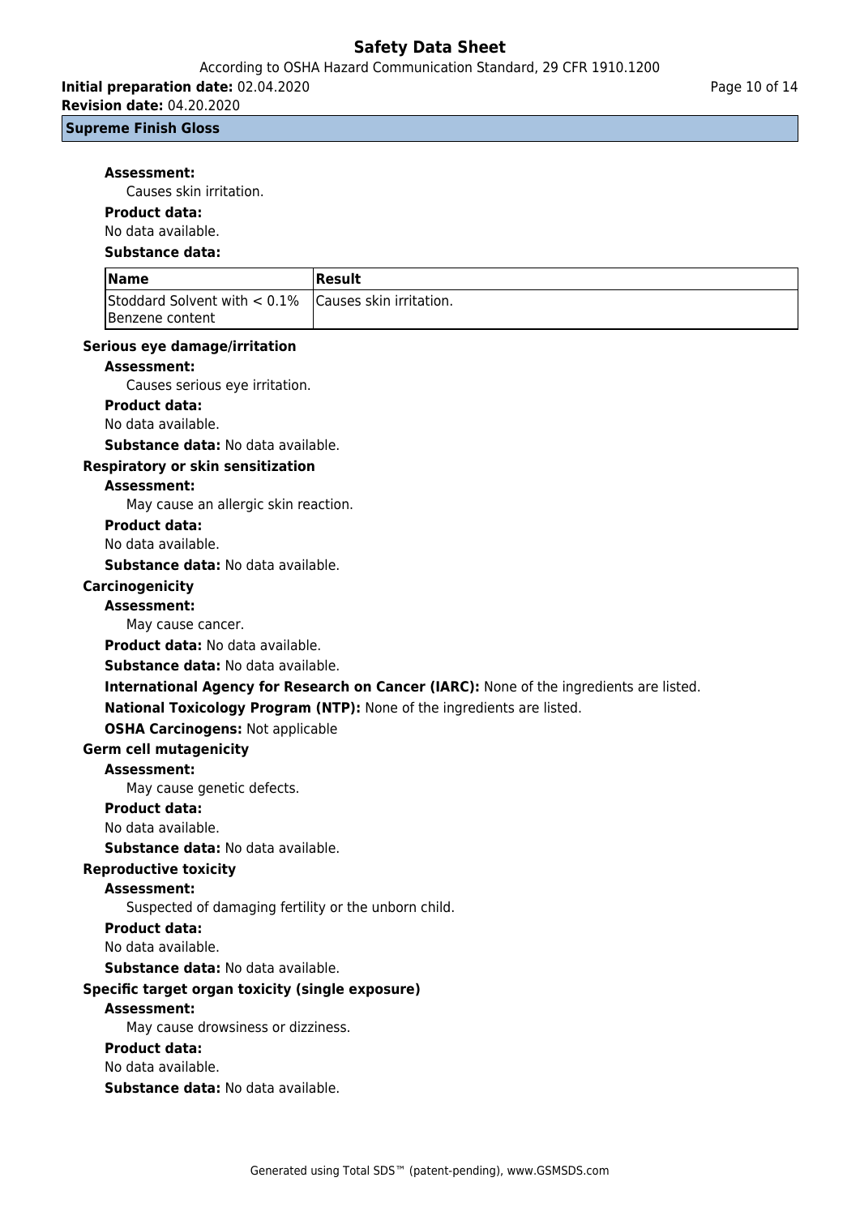**Assessment:**

Causes skin irritation.

**Product data:**

No data available.

**Substance data:**

| Name | Result |
| --- | --- |
| Stoddard Solvent with < 0.1% Benzene content | Causes skin irritation. |

**Serious eye damage/irritation**

**Assessment:**

Causes serious eye irritation.

**Product data:**

No data available.

**Substance data:** No data available.

**Respiratory or skin sensitization**

**Assessment:**

May cause an allergic skin reaction.

**Product data:**

No data available.

**Substance data:** No data available.

**Carcinogenicity**

**Assessment:**

May cause cancer.

**Product data:** No data available.

**Substance data:** No data available.

**International Agency for Research on Cancer (IARC):** None of the ingredients are listed.

**National Toxicology Program (NTP):** None of the ingredients are listed.

**OSHA Carcinogens:** Not applicable

**Germ cell mutagenicity**

**Assessment:**

May cause genetic defects.

**Product data:**

No data available.

**Substance data:** No data available.

**Reproductive toxicity**

**Assessment:**

Suspected of damaging fertility or the unborn child.

**Product data:**

No data available.

**Substance data:** No data available.

**Specific target organ toxicity (single exposure)**

**Assessment:**

May cause drowsiness or dizziness.

**Product data:**

No data available.

**Substance data:** No data available.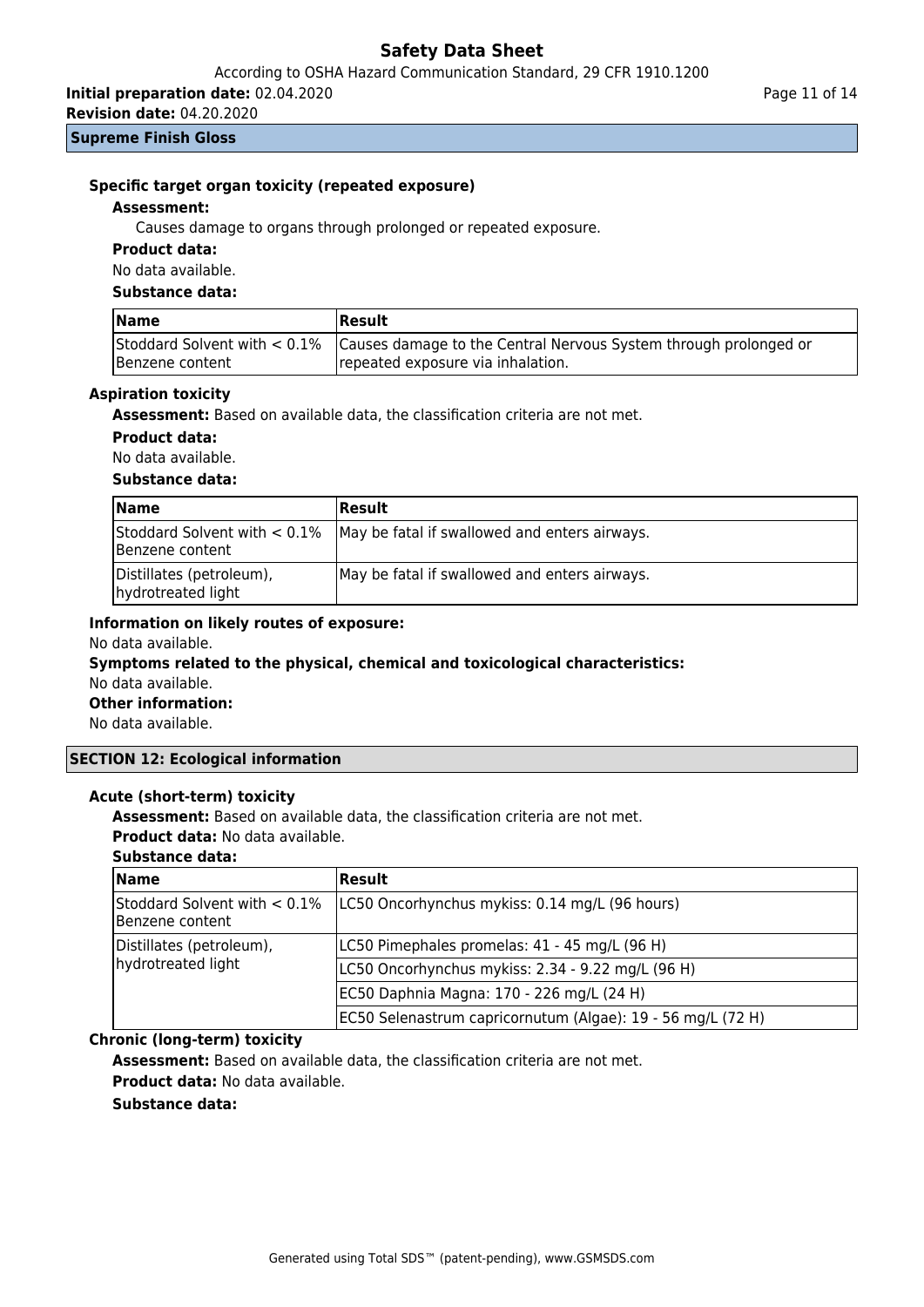#### Specific target organ toxicity (repeated exposure)

**Assessment:**

Causes damage to organs through prolonged or repeated exposure.

**Product data:**

No data available.

**Substance data:**

| Name | Result |
|---|---|
| Stoddard Solvent with < 0.1% Benzene content | Causes damage to the Central Nervous System through prolonged or repeated exposure via inhalation. |

#### Aspiration toxicity

**Assessment:** Based on available data, the classification criteria are not met.

**Product data:**

No data available.

**Substance data:**

| Name | Result |
|---|---|
| Stoddard Solvent with < 0.1% Benzene content | May be fatal if swallowed and enters airways. |
| Distillates (petroleum), hydrotreated light | May be fatal if swallowed and enters airways. |

**Information on likely routes of exposure:**

No data available.

**Symptoms related to the physical, chemical and toxicological characteristics:**

No data available.

**Other information:**

No data available.

## SECTION 12: Ecological information

#### Acute (short-term) toxicity

**Assessment:** Based on available data, the classification criteria are not met.

**Product data:** No data available.

**Substance data:**

| Name | Result |
|---|---|
| Stoddard Solvent with < 0.1% Benzene content | LC50 Oncorhynchus mykiss: 0.14 mg/L (96 hours) |
| Distillates (petroleum), hydrotreated light | LC50 Pimephales promelas: 41 - 45 mg/L (96 H) |
| | LC50 Oncorhynchus mykiss: 2.34 - 9.22 mg/L (96 H) |
| | EC50 Daphnia Magna: 170 - 226 mg/L (24 H) |
| | EC50 Selenastrum capricornutum (Algae): 19 - 56 mg/L (72 H) |

#### Chronic (long-term) toxicity

**Assessment:** Based on available data, the classification criteria are not met.

**Product data:** No data available.

**Substance data:**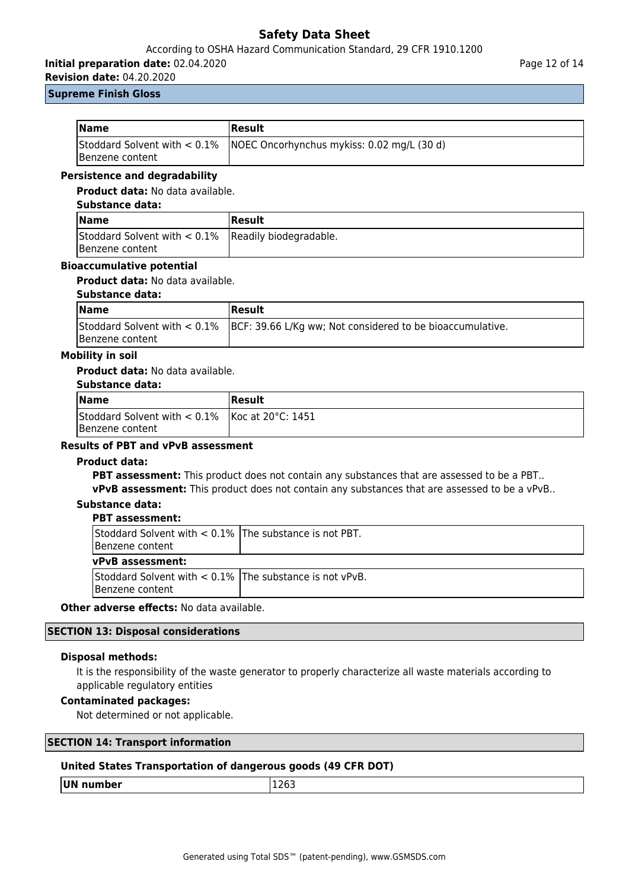| Name | Result |
| --- | --- |
| Stoddard Solvent with < 0.1% Benzene content | NOEC Oncorhynchus mykiss: 0.02 mg/L (30 d) |

**Persistence and degradability**

**Product data:** No data available.

**Substance data:**

| Name | Result |
| --- | --- |
| Stoddard Solvent with < 0.1% Benzene content | Readily biodegradable. |

**Bioaccumulative potential**

**Product data:** No data available.

**Substance data:**

| Name | Result |
| --- | --- |
| Stoddard Solvent with < 0.1% Benzene content | BCF: 39.66 L/Kg ww; Not considered to be bioaccumulative. |

**Mobility in soil**

**Product data:** No data available.

**Substance data:**

| Name | Result |
| --- | --- |
| Stoddard Solvent with < 0.1% Benzene content | Koc at 20°C: 1451 |

**Results of PBT and vPvB assessment**

**Product data:**

**PBT assessment:** This product does not contain any substances that are assessed to be a PBT..

**vPvB assessment:** This product does not contain any substances that are assessed to be a vPvB..

**Substance data:**

**PBT assessment:**

| | |
| --- | --- |
| Stoddard Solvent with < 0.1% Benzene content | The substance is not PBT. |

**vPvB assessment:**

| | |
| --- | --- |
| Stoddard Solvent with < 0.1% Benzene content | The substance is not vPvB. |

**Other adverse effects:** No data available.

## SECTION 13: Disposal considerations

**Disposal methods:**

It is the responsibility of the waste generator to properly characterize all waste materials according to applicable regulatory entities

**Contaminated packages:**

Not determined or not applicable.

## SECTION 14: Transport information

**United States Transportation of dangerous goods (49 CFR DOT)**

| UN number | 1263 |
| --- | --- |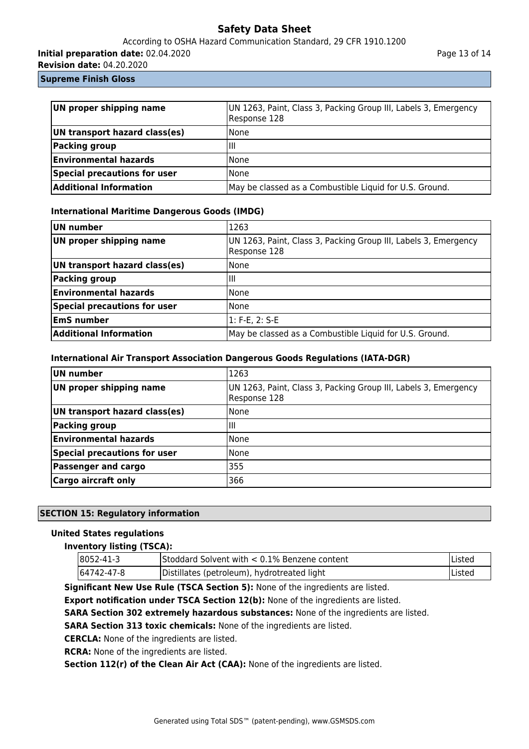**Supreme Finish Gloss**

| | |
|---|---|
| **UN proper shipping name** | UN 1263, Paint, Class 3, Packing Group III, Labels 3, Emergency Response 128 |
| **UN transport hazard class(es)** | None |
| **Packing group** | III |
| **Environmental hazards** | None |
| **Special precautions for user** | None |
| **Additional Information** | May be classed as a Combustible Liquid for U.S. Ground. |

#### International Maritime Dangerous Goods (IMDG)

| | |
|---|---|
| **UN number** | 1263 |
| **UN proper shipping name** | UN 1263, Paint, Class 3, Packing Group III, Labels 3, Emergency Response 128 |
| **UN transport hazard class(es)** | None |
| **Packing group** | III |
| **Environmental hazards** | None |
| **Special precautions for user** | None |
| **EmS number** | 1: F-E, 2: S-E |
| **Additional Information** | May be classed as a Combustible Liquid for U.S. Ground. |

#### International Air Transport Association Dangerous Goods Regulations (IATA-DGR)

| | |
|---|---|
| **UN number** | 1263 |
| **UN proper shipping name** | UN 1263, Paint, Class 3, Packing Group III, Labels 3, Emergency Response 128 |
| **UN transport hazard class(es)** | None |
| **Packing group** | III |
| **Environmental hazards** | None |
| **Special precautions for user** | None |
| **Passenger and cargo** | 355 |
| **Cargo aircraft only** | 366 |

## SECTION 15: Regulatory information

### United States regulations

**Inventory listing (TSCA):**

| | | |
|---|---|---|
| 8052-41-3 | Stoddard Solvent with < 0.1% Benzene content | Listed |
| 64742-47-8 | Distillates (petroleum), hydrotreated light | Listed |

**Significant New Use Rule (TSCA Section 5):** None of the ingredients are listed.

**Export notification under TSCA Section 12(b):** None of the ingredients are listed.

**SARA Section 302 extremely hazardous substances:** None of the ingredients are listed.

**SARA Section 313 toxic chemicals:** None of the ingredients are listed.

**CERCLA:** None of the ingredients are listed.

**RCRA:** None of the ingredients are listed.

**Section 112(r) of the Clean Air Act (CAA):** None of the ingredients are listed.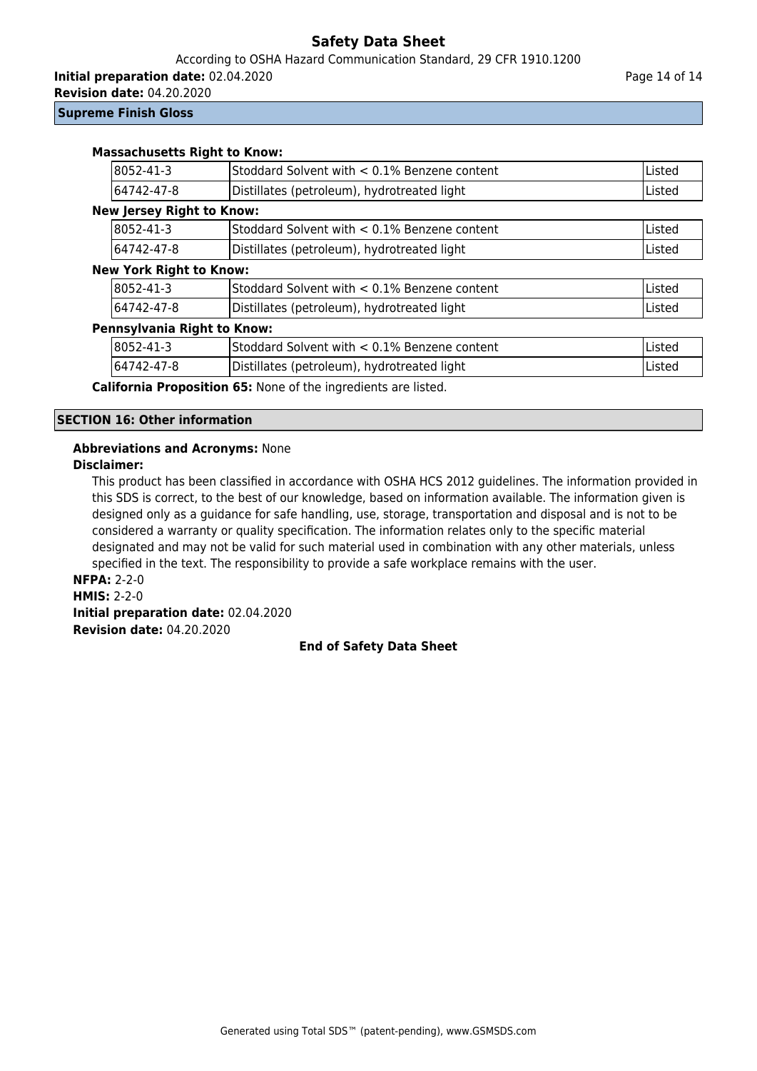**Massachusetts Right to Know:**

| | | |
|---|---|---|
| 8052-41-3 | Stoddard Solvent with < 0.1% Benzene content | Listed |
| 64742-47-8 | Distillates (petroleum), hydrotreated light | Listed |

**New Jersey Right to Know:**

| | | |
|---|---|---|
| 8052-41-3 | Stoddard Solvent with < 0.1% Benzene content | Listed |
| 64742-47-8 | Distillates (petroleum), hydrotreated light | Listed |

**New York Right to Know:**

| | | |
|---|---|---|
| 8052-41-3 | Stoddard Solvent with < 0.1% Benzene content | Listed |
| 64742-47-8 | Distillates (petroleum), hydrotreated light | Listed |

**Pennsylvania Right to Know:**

| | | |
|---|---|---|
| 8052-41-3 | Stoddard Solvent with < 0.1% Benzene content | Listed |
| 64742-47-8 | Distillates (petroleum), hydrotreated light | Listed |

**California Proposition 65:** None of the ingredients are listed.

## SECTION 16: Other information

**Abbreviations and Acronyms:** None

**Disclaimer:**

This product has been classified in accordance with OSHA HCS 2012 guidelines. The information provided in this SDS is correct, to the best of our knowledge, based on information available. The information given is designed only as a guidance for safe handling, use, storage, transportation and disposal and is not to be considered a warranty or quality specification. The information relates only to the specific material designated and may not be valid for such material used in combination with any other materials, unless specified in the text. The responsibility to provide a safe workplace remains with the user.

**NFPA:** 2-2-0

**HMIS:** 2-2-0

**Initial preparation date:** 02.04.2020

**Revision date:** 04.20.2020

**End of Safety Data Sheet**